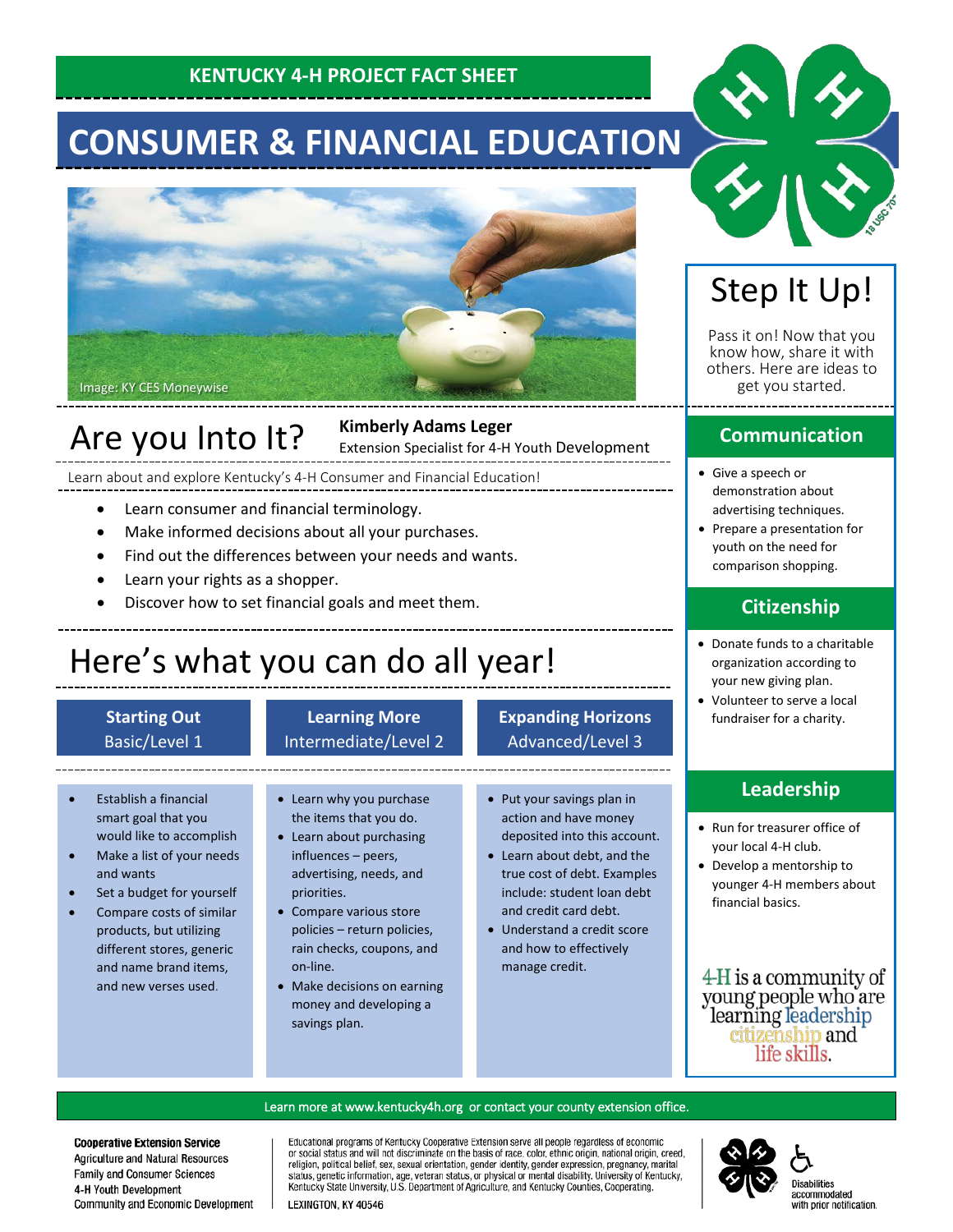KENTUCKY 4-H PROJECT FACT SHEET

# CONSUMER & FINANCIAL EDUCATION

Image: KY CES Moneywise

## Are you Into It?

**Kimberly Adams Leger**
Extension Specialist for 4-H Youth Development

Learn about and explore Kentucky's 4-H Consumer and Financial Education!

- Learn consumer and financial terminology.
- Make informed decisions about all your purchases.
- Find out the differences between your needs and wants.
- Learn your rights as a shopper.
- Discover how to set financial goals and meet them.

## Here's what you can do all year!

### Starting Out
Basic/Level 1

- Establish a financial smart goal that you would like to accomplish
- Make a list of your needs and wants
- Set a budget for yourself
- Compare costs of similar products, but utilizing different stores, generic and name brand items, and new verses used.

### Learning More
Intermediate/Level 2

- Learn why you purchase the items that you do.
- Learn about purchasing influences – peers, advertising, needs, and priorities.
- Compare various store policies – return policies, rain checks, coupons, and on-line.
- Make decisions on earning money and developing a savings plan.

### Expanding Horizons
Advanced/Level 3

- Put your savings plan in action and have money deposited into this account.
- Learn about debt, and the true cost of debt. Examples include: student loan debt and credit card debt.
- Understand a credit score and how to effectively manage credit.

## Step It Up!

Pass it on! Now that you know how, share it with others. Here are ideas to get you started.

### Communication

- Give a speech or demonstration about advertising techniques.
- Prepare a presentation for youth on the need for comparison shopping.

### Citizenship

- Donate funds to a charitable organization according to your new giving plan.
- Volunteer to serve a local fundraiser for a charity.

### Leadership

- Run for treasurer office of your local 4-H club.
- Develop a mentorship to younger 4-H members about financial basics.

4-H is a community of young people who are learning leadership citizenship and life skills.

Learn more at www.kentucky4h.org or contact your county extension office.

**Cooperative Extension Service**
Agriculture and Natural Resources
Family and Consumer Sciences
4-H Youth Development
Community and Economic Development

Educational programs of Kentucky Cooperative Extension serve all people regardless of economic or social status and will not discriminate on the basis of race, color, ethnic origin, national origin, creed, religion, political belief, sex, sexual orientation, gender identity, gender expression, pregnancy, marital status, genetic information, age, veteran status, or physical or mental disability. University of Kentucky, Kentucky State University, U.S. Department of Agriculture, and Kentucky Counties, Cooperating.

LEXINGTON, KY 40546

Disabilities accommodated with prior notification.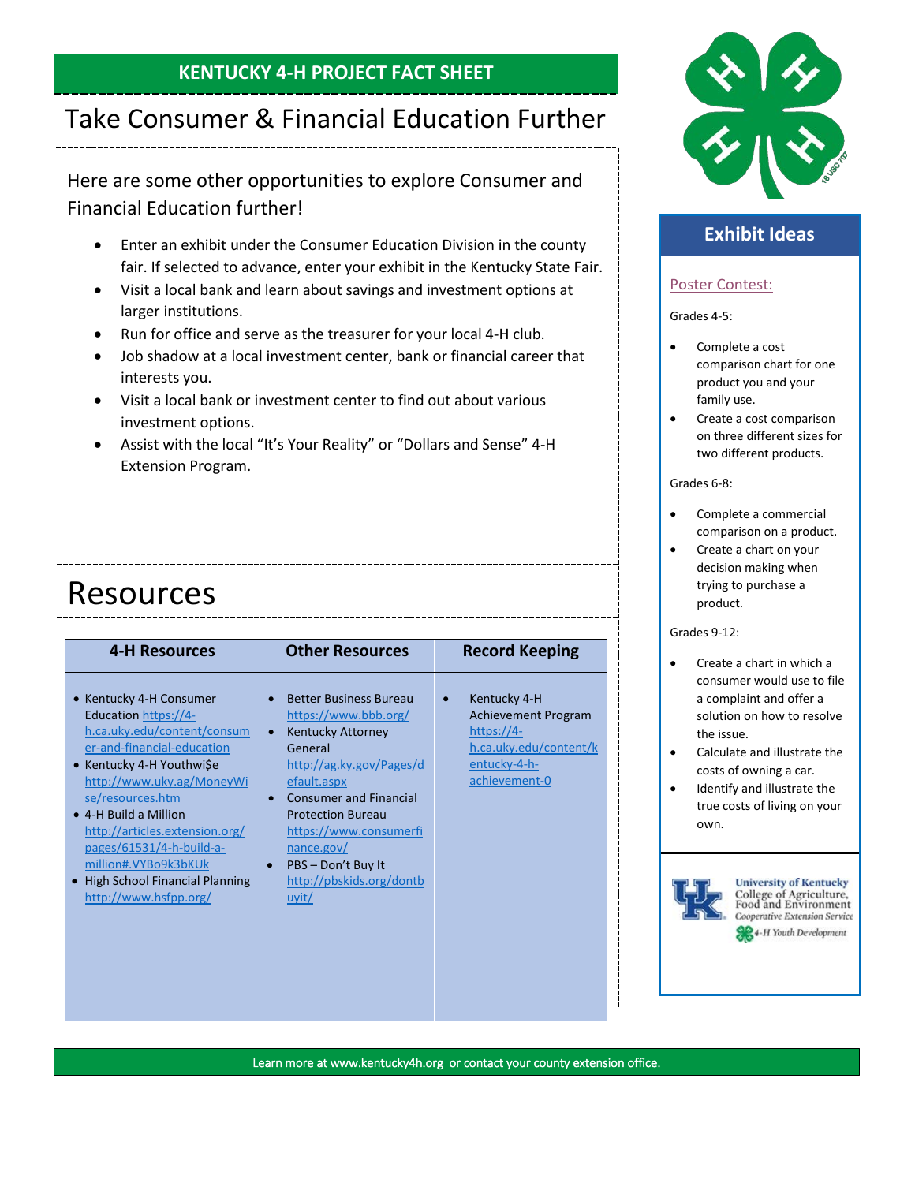KENTUCKY 4-H PROJECT FACT SHEET

# Take Consumer & Financial Education Further

Here are some other opportunities to explore Consumer and Financial Education further!

- Enter an exhibit under the Consumer Education Division in the county fair. If selected to advance, enter your exhibit in the Kentucky State Fair.
- Visit a local bank and learn about savings and investment options at larger institutions.
- Run for office and serve as the treasurer for your local 4-H club.
- Job shadow at a local investment center, bank or financial career that interests you.
- Visit a local bank or investment center to find out about various investment options.
- Assist with the local "It's Your Reality" or "Dollars and Sense" 4-H Extension Program.

# Resources

| 4-H Resources | Other Resources | Record Keeping |
|---|---|---|
| • Kentucky 4-H Consumer Education https://4-h.ca.uky.edu/content/consumer-and-financial-education<br>• Kentucky 4-H Youthwi$e http://www.uky.ag/MoneyWise/resources.htm<br>• 4-H Build a Million http://articles.extension.org/pages/61531/4-h-build-a-million#.VYBo9k3bKUk<br>• High School Financial Planning http://www.hsfpp.org/ | • Better Business Bureau https://www.bbb.org/<br>• Kentucky Attorney General http://ag.ky.gov/Pages/default.aspx<br>• Consumer and Financial Protection Bureau https://www.consumerfinance.gov/<br>• PBS – Don't Buy It http://pbskids.org/dontbuyit/ | • Kentucky 4-H Achievement Program https://4-h.ca.uky.edu/content/kentucky-4-h-achievement-0 |

## Exhibit Ideas

Poster Contest:

Grades 4-5:

- Complete a cost comparison chart for one product you and your family use.
- Create a cost comparison on three different sizes for two different products.

Grades 6-8:

- Complete a commercial comparison on a product.
- Create a chart on your decision making when trying to purchase a product.

Grades 9-12:

- Create a chart in which a consumer would use to file a complaint and offer a solution on how to resolve the issue.
- Calculate and illustrate the costs of owning a car.
- Identify and illustrate the true costs of living on your own.

University of Kentucky
College of Agriculture, Food and Environment
Cooperative Extension Service
4-H Youth Development

Learn more at www.kentucky4h.org or contact your county extension office.